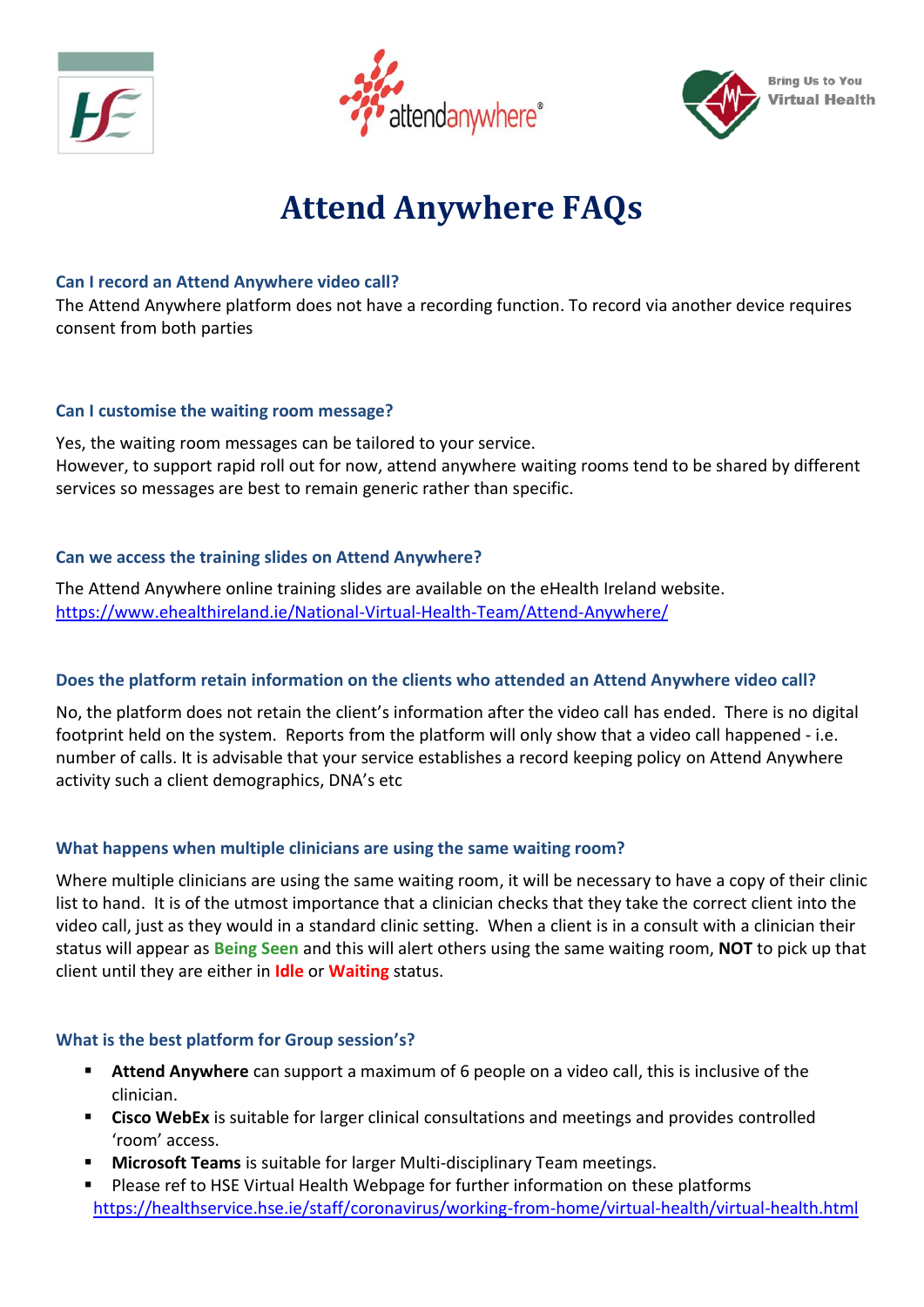Bring Us to You
Virtual Health

# Attend Anywhere FAQs

### Can I record an Attend Anywhere video call?

The Attend Anywhere platform does not have a recording function. To record via another device requires consent from both parties

### Can I customise the waiting room message?

Yes, the waiting room messages can be tailored to your service.
However, to support rapid roll out for now, attend anywhere waiting rooms tend to be shared by different services so messages are best to remain generic rather than specific.

### Can we access the training slides on Attend Anywhere?

The Attend Anywhere online training slides are available on the eHealth Ireland website.
https://www.ehealthireland.ie/National-Virtual-Health-Team/Attend-Anywhere/

### Does the platform retain information on the clients who attended an Attend Anywhere video call?

No, the platform does not retain the client's information after the video call has ended. There is no digital footprint held on the system. Reports from the platform will only show that a video call happened - i.e. number of calls. It is advisable that your service establishes a record keeping policy on Attend Anywhere activity such a client demographics, DNA's etc

### What happens when multiple clinicians are using the same waiting room?

Where multiple clinicians are using the same waiting room, it will be necessary to have a copy of their clinic list to hand. It is of the utmost importance that a clinician checks that they take the correct client into the video call, just as they would in a standard clinic setting. When a client is in a consult with a clinician their status will appear as **Being Seen** and this will alert others using the same waiting room, **NOT** to pick up that client until they are either in **Idle** or **Waiting** status.

### What is the best platform for Group session's?

- **Attend Anywhere** can support a maximum of 6 people on a video call, this is inclusive of the clinician.
- **Cisco WebEx** is suitable for larger clinical consultations and meetings and provides controlled 'room' access.
- **Microsoft Teams** is suitable for larger Multi-disciplinary Team meetings.
- Please ref to HSE Virtual Health Webpage for further information on these platforms
  https://healthservice.hse.ie/staff/coronavirus/working-from-home/virtual-health/virtual-health.html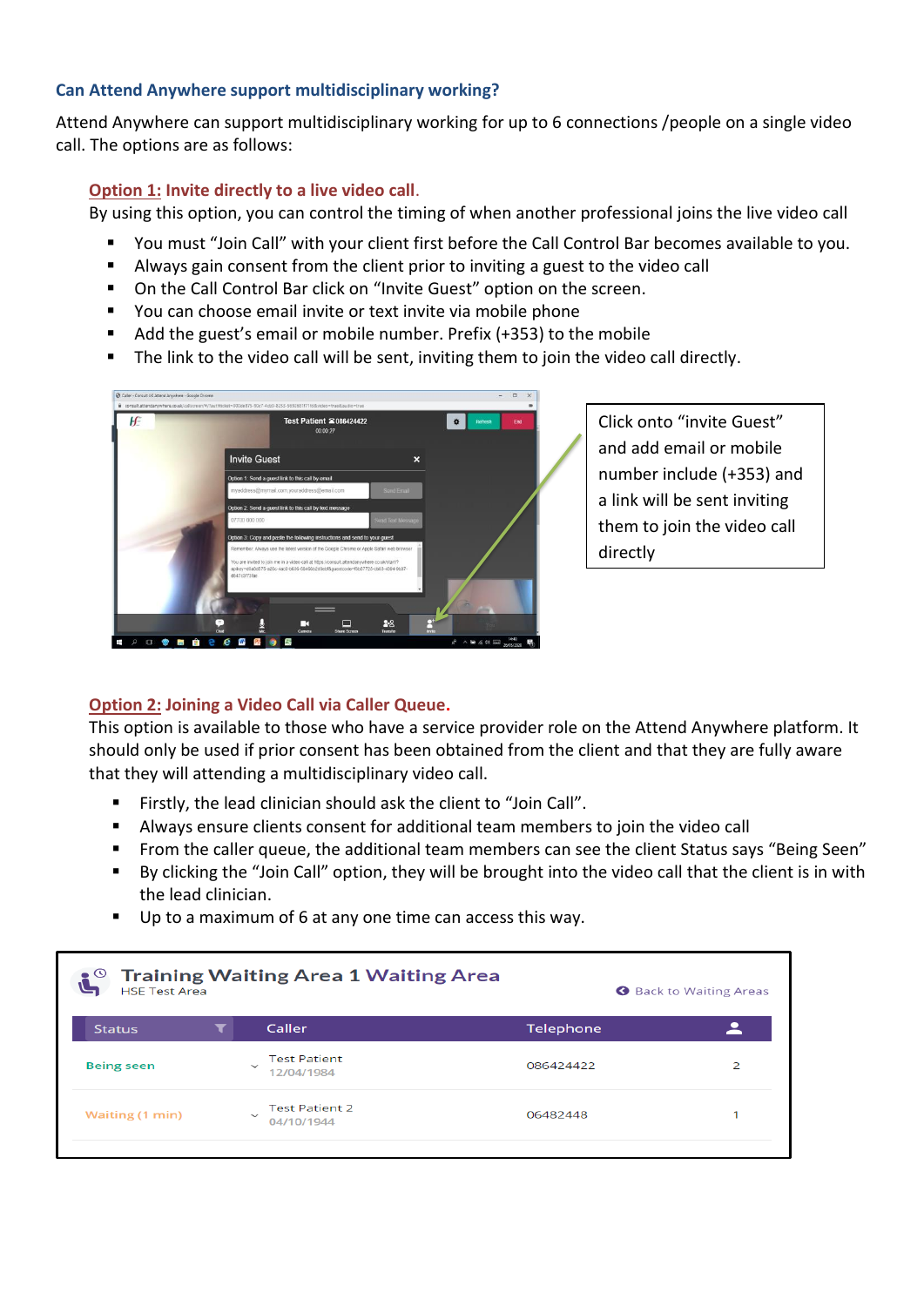### Can Attend Anywhere support multidisciplinary working?

Attend Anywhere can support multidisciplinary working for up to 6 connections /people on a single video call. The options are as follows:

**Option 1: Invite directly to a live video call.**

By using this option, you can control the timing of when another professional joins the live video call

- You must "Join Call" with your client first before the Call Control Bar becomes available to you.
- Always gain consent from the client prior to inviting a guest to the video call
- On the Call Control Bar click on "Invite Guest" option on the screen.
- You can choose email invite or text invite via mobile phone
- Add the guest's email or mobile number. Prefix (+353) to the mobile
- The link to the video call will be sent, inviting them to join the video call directly.

Click onto "invite Guest" and add email or mobile number include (+353) and a link will be sent inviting them to join the video call directly

**Option 2: Joining a Video Call via Caller Queue.**

This option is available to those who have a service provider role on the Attend Anywhere platform. It should only be used if prior consent has been obtained from the client and that they are fully aware that they will attending a multidisciplinary video call.

- Firstly, the lead clinician should ask the client to "Join Call".
- Always ensure clients consent for additional team members to join the video call
- From the caller queue, the additional team members can see the client Status says "Being Seen"
- By clicking the "Join Call" option, they will be brought into the video call that the client is in with the lead clinician.
- Up to a maximum of 6 at any one time can access this way.

**Training Waiting Area 1 Waiting Area**
HSE Test Area

Back to Waiting Areas

| Status | Caller | Telephone | |
|---|---|---|---|
| Being seen | Test Patient 12/04/1984 | 086424422 | 2 |
| Waiting (1 min) | Test Patient 2 04/10/1944 | 06482448 | 1 |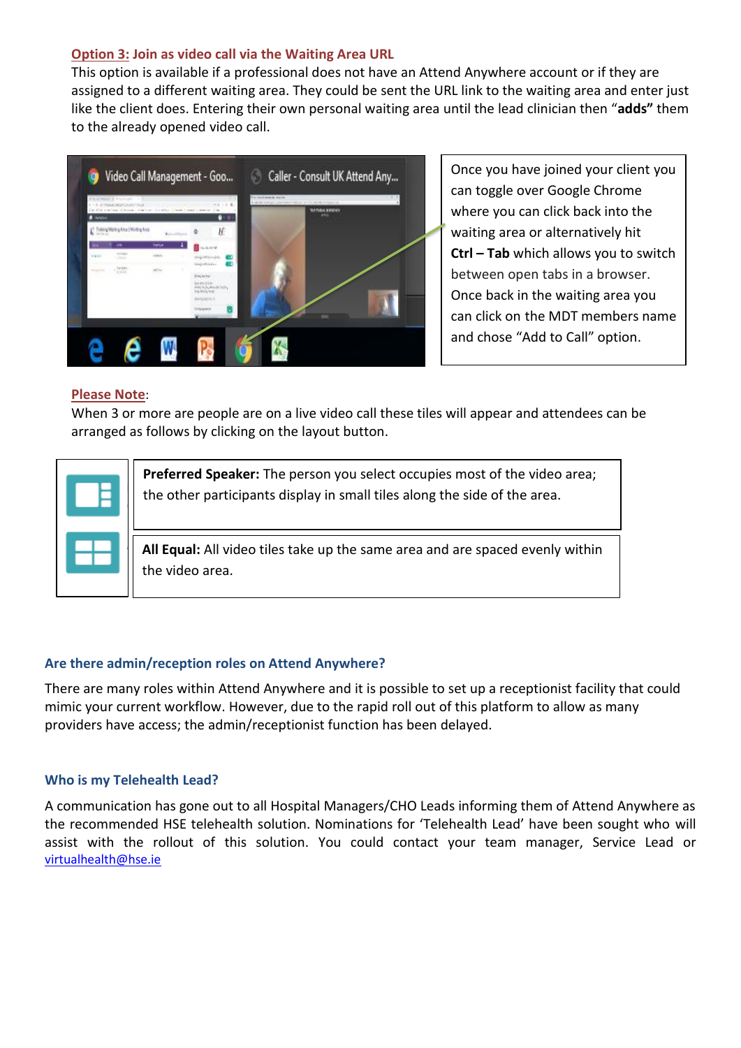**Option 3: Join as video call via the Waiting Area URL**

This option is available if a professional does not have an Attend Anywhere account or if they are assigned to a different waiting area. They could be sent the URL link to the waiting area and enter just like the client does. Entering their own personal waiting area until the lead clinician then "**adds"** them to the already opened video call.

Once you have joined your client you can toggle over Google Chrome where you can click back into the waiting area or alternatively hit **Ctrl – Tab** which allows you to switch between open tabs in a browser. Once back in the waiting area you can click on the MDT members name and chose "Add to Call" option.

**Please Note**:

When 3 or more are people are on a live video call these tiles will appear and attendees can be arranged as follows by clicking on the layout button.

| | |
|---|---|
| | **Preferred Speaker:** The person you select occupies most of the video area; the other participants display in small tiles along the side of the area. |
| | **All Equal:** All video tiles take up the same area and are spaced evenly within the video area. |

### Are there admin/reception roles on Attend Anywhere?

There are many roles within Attend Anywhere and it is possible to set up a receptionist facility that could mimic your current workflow. However, due to the rapid roll out of this platform to allow as many providers have access; the admin/receptionist function has been delayed.

### Who is my Telehealth Lead?

A communication has gone out to all Hospital Managers/CHO Leads informing them of Attend Anywhere as the recommended HSE telehealth solution. Nominations for 'Telehealth Lead' have been sought who will assist with the rollout of this solution. You could contact your team manager, Service Lead or virtualhealth@hse.ie